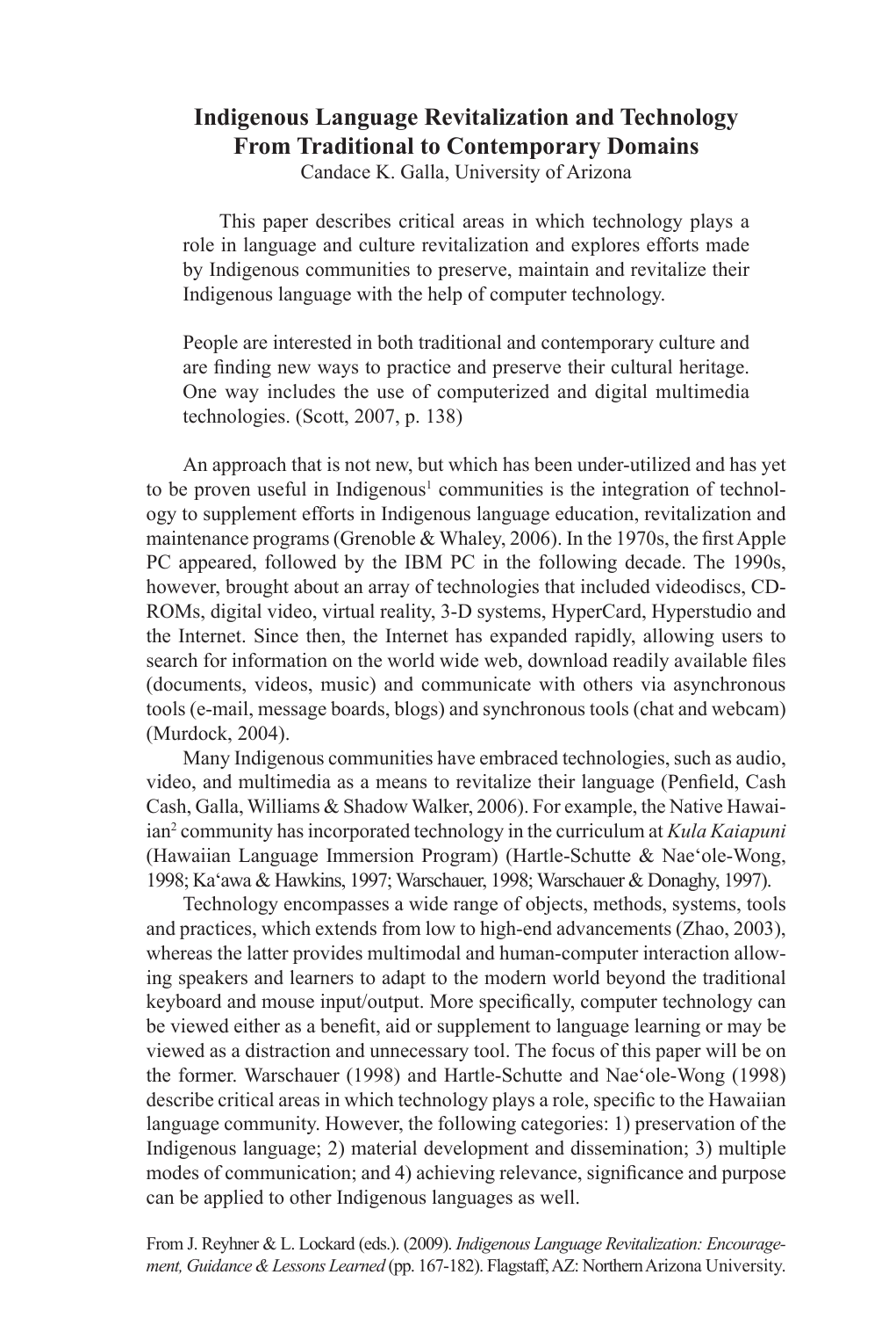# Indigenous Language Revitalization and Technology From Traditional to Contemporary Domains

Candace K. Galla, University of Arizona

> This paper describes critical areas in which technology plays a role in language and culture revitalization and explores efforts made by Indigenous communities to preserve, maintain and revitalize their Indigenous language with the help of computer technology.

> People are interested in both traditional and contemporary culture and are finding new ways to practice and preserve their cultural heritage. One way includes the use of computerized and digital multimedia technologies. (Scott, 2007, p. 138)

An approach that is not new, but which has been under-utilized and has yet to be proven useful in Indigenous[1] communities is the integration of technology to supplement efforts in Indigenous language education, revitalization and maintenance programs (Grenoble & Whaley, 2006). In the 1970s, the first Apple PC appeared, followed by the IBM PC in the following decade. The 1990s, however, brought about an array of technologies that included videodiscs, CD-ROMs, digital video, virtual reality, 3-D systems, HyperCard, Hyperstudio and the Internet. Since then, the Internet has expanded rapidly, allowing users to search for information on the world wide web, download readily available files (documents, videos, music) and communicate with others via asynchronous tools (e-mail, message boards, blogs) and synchronous tools (chat and webcam) (Murdock, 2004).

Many Indigenous communities have embraced technologies, such as audio, video, and multimedia as a means to revitalize their language (Penfield, Cash Cash, Galla, Williams & Shadow Walker, 2006). For example, the Native Hawaiian[2] community has incorporated technology in the curriculum at *Kula Kaiapuni* (Hawaiian Language Immersion Program) (Hartle-Schutte & Nae'ole-Wong, 1998; Ka'awa & Hawkins, 1997; Warschauer, 1998; Warschauer & Donaghy, 1997).

Technology encompasses a wide range of objects, methods, systems, tools and practices, which extends from low to high-end advancements (Zhao, 2003), whereas the latter provides multimodal and human-computer interaction allowing speakers and learners to adapt to the modern world beyond the traditional keyboard and mouse input/output. More specifically, computer technology can be viewed either as a benefit, aid or supplement to language learning or may be viewed as a distraction and unnecessary tool. The focus of this paper will be on the former. Warschauer (1998) and Hartle-Schutte and Nae'ole-Wong (1998) describe critical areas in which technology plays a role, specific to the Hawaiian language community. However, the following categories: 1) preservation of the Indigenous language; 2) material development and dissemination; 3) multiple modes of communication; and 4) achieving relevance, significance and purpose can be applied to other Indigenous languages as well.

From J. Reyhner & L. Lockard (eds.). (2009). *Indigenous Language Revitalization: Encouragement, Guidance & Lessons Learned* (pp. 167-182). Flagstaff, AZ: Northern Arizona University.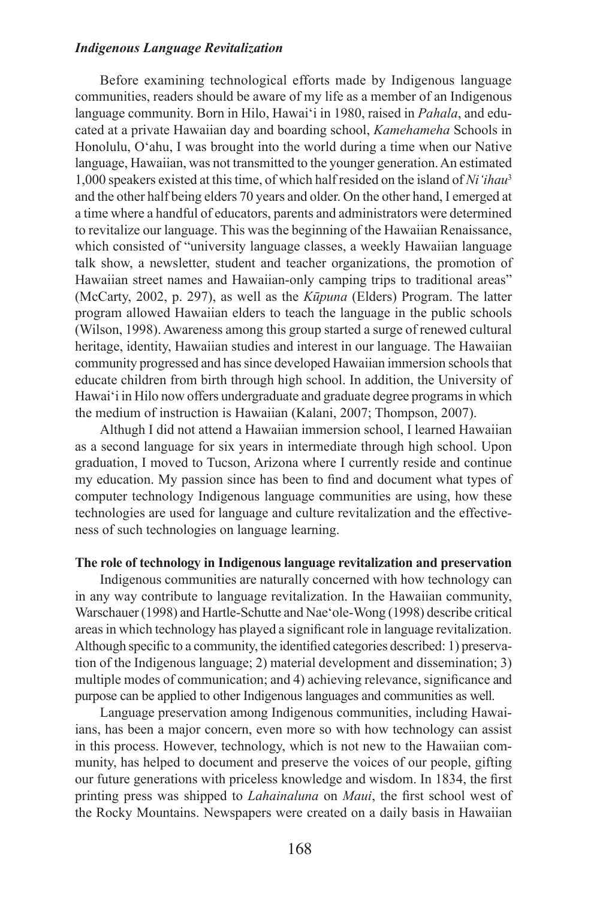Before examining technological efforts made by Indigenous language communities, readers should be aware of my life as a member of an Indigenous language community. Born in Hilo, Hawai'i in 1980, raised in *Pahala*, and educated at a private Hawaiian day and boarding school, *Kamehameha* Schools in Honolulu, O'ahu, I was brought into the world during a time when our Native language, Hawaiian, was not transmitted to the younger generation. An estimated 1,000 speakers existed at this time, of which half resided on the island of *Ni'ihau*[3] and the other half being elders 70 years and older. On the other hand, I emerged at a time where a handful of educators, parents and administrators were determined to revitalize our language. This was the beginning of the Hawaiian Renaissance, which consisted of "university language classes, a weekly Hawaiian language talk show, a newsletter, student and teacher organizations, the promotion of Hawaiian street names and Hawaiian-only camping trips to traditional areas" (McCarty, 2002, p. 297), as well as the *Kūpuna* (Elders) Program. The latter program allowed Hawaiian elders to teach the language in the public schools (Wilson, 1998). Awareness among this group started a surge of renewed cultural heritage, identity, Hawaiian studies and interest in our language. The Hawaiian community progressed and has since developed Hawaiian immersion schools that educate children from birth through high school. In addition, the University of Hawai'i in Hilo now offers undergraduate and graduate degree programs in which the medium of instruction is Hawaiian (Kalani, 2007; Thompson, 2007).

Althugh I did not attend a Hawaiian immersion school, I learned Hawaiian as a second language for six years in intermediate through high school. Upon graduation, I moved to Tucson, Arizona where I currently reside and continue my education. My passion since has been to find and document what types of computer technology Indigenous language communities are using, how these technologies are used for language and culture revitalization and the effectiveness of such technologies on language learning.

**The role of technology in Indigenous language revitalization and preservation**

Indigenous communities are naturally concerned with how technology can in any way contribute to language revitalization. In the Hawaiian community, Warschauer (1998) and Hartle-Schutte and Nae'ole-Wong (1998) describe critical areas in which technology has played a significant role in language revitalization. Although specific to a community, the identified categories described: 1) preservation of the Indigenous language; 2) material development and dissemination; 3) multiple modes of communication; and 4) achieving relevance, significance and purpose can be applied to other Indigenous languages and communities as well.

Language preservation among Indigenous communities, including Hawaiians, has been a major concern, even more so with how technology can assist in this process. However, technology, which is not new to the Hawaiian community, has helped to document and preserve the voices of our people, gifting our future generations with priceless knowledge and wisdom. In 1834, the first printing press was shipped to *Lahainaluna* on *Maui*, the first school west of the Rocky Mountains. Newspapers were created on a daily basis in Hawaiian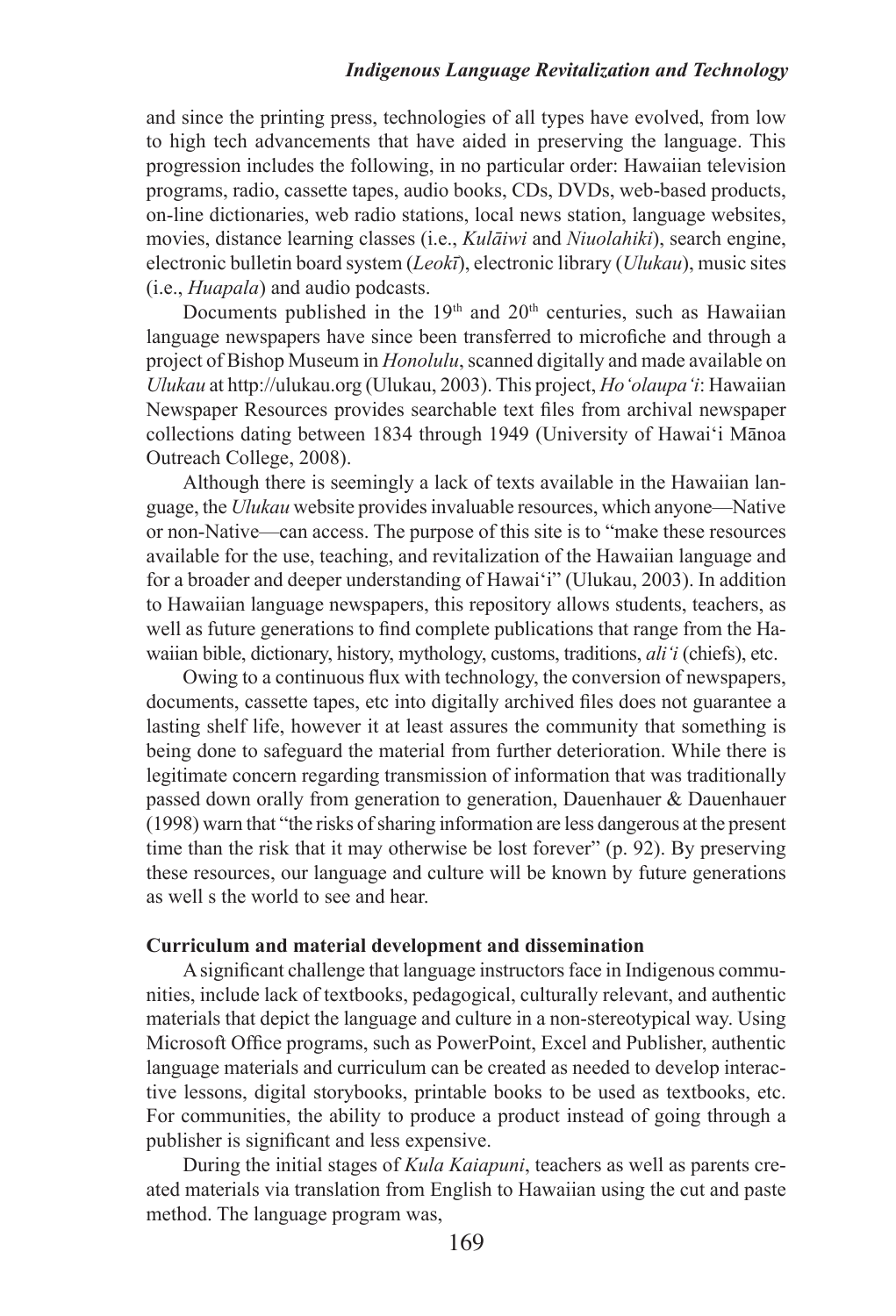and since the printing press, technologies of all types have evolved, from low to high tech advancements that have aided in preserving the language. This progression includes the following, in no particular order: Hawaiian television programs, radio, cassette tapes, audio books, CDs, DVDs, web-based products, on-line dictionaries, web radio stations, local news station, language websites, movies, distance learning classes (i.e., *Kulāiwi* and *Niuolahiki*), search engine, electronic bulletin board system (*Leokī*), electronic library (*Ulukau*), music sites (i.e., *Huapala*) and audio podcasts.

Documents published in the 19th and 20th centuries, such as Hawaiian language newspapers have since been transferred to microfiche and through a project of Bishop Museum in *Honolulu*, scanned digitally and made available on *Ulukau* at http://ulukau.org (Ulukau, 2003). This project, *Ho'olaupa'i*: Hawaiian Newspaper Resources provides searchable text files from archival newspaper collections dating between 1834 through 1949 (University of Hawai'i Mānoa Outreach College, 2008).

Although there is seemingly a lack of texts available in the Hawaiian language, the *Ulukau* website provides invaluable resources, which anyone—Native or non-Native—can access. The purpose of this site is to "make these resources available for the use, teaching, and revitalization of the Hawaiian language and for a broader and deeper understanding of Hawai'i" (Ulukau, 2003). In addition to Hawaiian language newspapers, this repository allows students, teachers, as well as future generations to find complete publications that range from the Hawaiian bible, dictionary, history, mythology, customs, traditions, *ali'i* (chiefs), etc.

Owing to a continuous flux with technology, the conversion of newspapers, documents, cassette tapes, etc into digitally archived files does not guarantee a lasting shelf life, however it at least assures the community that something is being done to safeguard the material from further deterioration. While there is legitimate concern regarding transmission of information that was traditionally passed down orally from generation to generation, Dauenhauer & Dauenhauer (1998) warn that "the risks of sharing information are less dangerous at the present time than the risk that it may otherwise be lost forever" (p. 92). By preserving these resources, our language and culture will be known by future generations as well s the world to see and hear.

**Curriculum and material development and dissemination**

A significant challenge that language instructors face in Indigenous communities, include lack of textbooks, pedagogical, culturally relevant, and authentic materials that depict the language and culture in a non-stereotypical way. Using Microsoft Office programs, such as PowerPoint, Excel and Publisher, authentic language materials and curriculum can be created as needed to develop interactive lessons, digital storybooks, printable books to be used as textbooks, etc. For communities, the ability to produce a product instead of going through a publisher is significant and less expensive.

During the initial stages of *Kula Kaiapuni*, teachers as well as parents created materials via translation from English to Hawaiian using the cut and paste method. The language program was,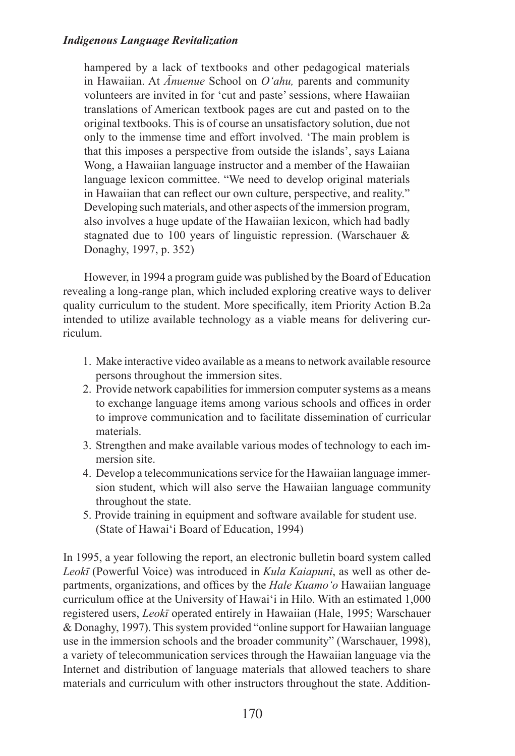hampered by a lack of textbooks and other pedagogical materials in Hawaiian. At *Ānuenue* School on *O'ahu,* parents and community volunteers are invited in for 'cut and paste' sessions, where Hawaiian translations of American textbook pages are cut and pasted on to the original textbooks. This is of course an unsatisfactory solution, due not only to the immense time and effort involved. 'The main problem is that this imposes a perspective from outside the islands', says Laiana Wong, a Hawaiian language instructor and a member of the Hawaiian language lexicon committee. "We need to develop original materials in Hawaiian that can reflect our own culture, perspective, and reality." Developing such materials, and other aspects of the immersion program, also involves a huge update of the Hawaiian lexicon, which had badly stagnated due to 100 years of linguistic repression. (Warschauer & Donaghy, 1997, p. 352)

However, in 1994 a program guide was published by the Board of Education revealing a long-range plan, which included exploring creative ways to deliver quality curriculum to the student. More specifically, item Priority Action B.2a intended to utilize available technology as a viable means for delivering curriculum.

1. Make interactive video available as a means to network available resource persons throughout the immersion sites.
2. Provide network capabilities for immersion computer systems as a means to exchange language items among various schools and offices in order to improve communication and to facilitate dissemination of curricular materials.
3. Strengthen and make available various modes of technology to each immersion site.
4. Develop a telecommunications service for the Hawaiian language immersion student, which will also serve the Hawaiian language community throughout the state.
5. Provide training in equipment and software available for student use. (State of Hawai'i Board of Education, 1994)

In 1995, a year following the report, an electronic bulletin board system called *Leokī* (Powerful Voice) was introduced in *Kula Kaiapuni*, as well as other departments, organizations, and offices by the *Hale Kuamo'o* Hawaiian language curriculum office at the University of Hawai'i in Hilo. With an estimated 1,000 registered users, *Leokī* operated entirely in Hawaiian (Hale, 1995; Warschauer & Donaghy, 1997). This system provided "online support for Hawaiian language use in the immersion schools and the broader community" (Warschauer, 1998), a variety of telecommunication services through the Hawaiian language via the Internet and distribution of language materials that allowed teachers to share materials and curriculum with other instructors throughout the state. Addition-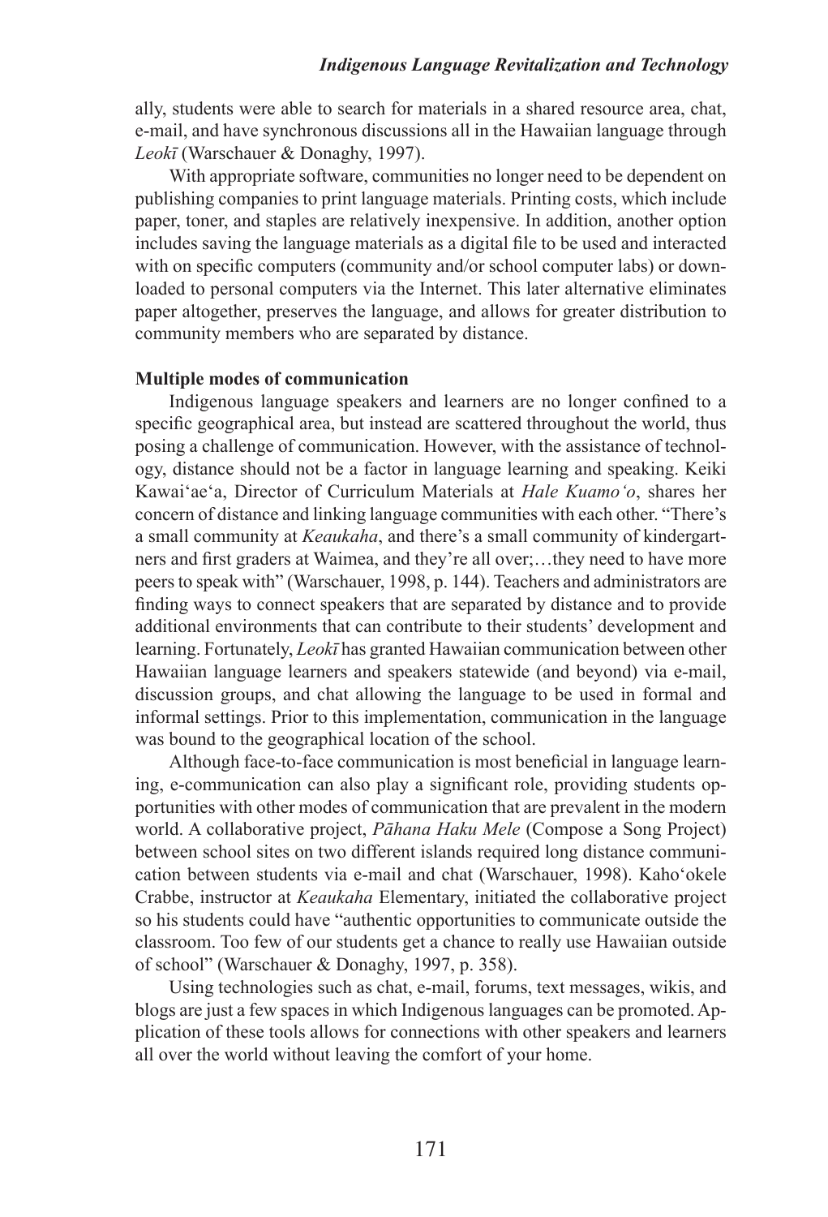ally, students were able to search for materials in a shared resource area, chat, e-mail, and have synchronous discussions all in the Hawaiian language through *Leokī* (Warschauer & Donaghy, 1997).

With appropriate software, communities no longer need to be dependent on publishing companies to print language materials. Printing costs, which include paper, toner, and staples are relatively inexpensive. In addition, another option includes saving the language materials as a digital file to be used and interacted with on specific computers (community and/or school computer labs) or downloaded to personal computers via the Internet. This later alternative eliminates paper altogether, preserves the language, and allows for greater distribution to community members who are separated by distance.

**Multiple modes of communication**

Indigenous language speakers and learners are no longer confined to a specific geographical area, but instead are scattered throughout the world, thus posing a challenge of communication. However, with the assistance of technology, distance should not be a factor in language learning and speaking. Keiki Kawaiʻaeʻa, Director of Curriculum Materials at *Hale Kuamoʻo*, shares her concern of distance and linking language communities with each other. "There's a small community at *Keaukaha*, and there's a small community of kindergartners and first graders at Waimea, and they're all over;…they need to have more peers to speak with" (Warschauer, 1998, p. 144). Teachers and administrators are finding ways to connect speakers that are separated by distance and to provide additional environments that can contribute to their students' development and learning. Fortunately, *Leokī* has granted Hawaiian communication between other Hawaiian language learners and speakers statewide (and beyond) via e-mail, discussion groups, and chat allowing the language to be used in formal and informal settings. Prior to this implementation, communication in the language was bound to the geographical location of the school.

Although face-to-face communication is most beneficial in language learning, e-communication can also play a significant role, providing students opportunities with other modes of communication that are prevalent in the modern world. A collaborative project, *Pāhana Haku Mele* (Compose a Song Project) between school sites on two different islands required long distance communication between students via e-mail and chat (Warschauer, 1998). Kahoʻokele Crabbe, instructor at *Keaukaha* Elementary, initiated the collaborative project so his students could have "authentic opportunities to communicate outside the classroom. Too few of our students get a chance to really use Hawaiian outside of school" (Warschauer & Donaghy, 1997, p. 358).

Using technologies such as chat, e-mail, forums, text messages, wikis, and blogs are just a few spaces in which Indigenous languages can be promoted. Application of these tools allows for connections with other speakers and learners all over the world without leaving the comfort of your home.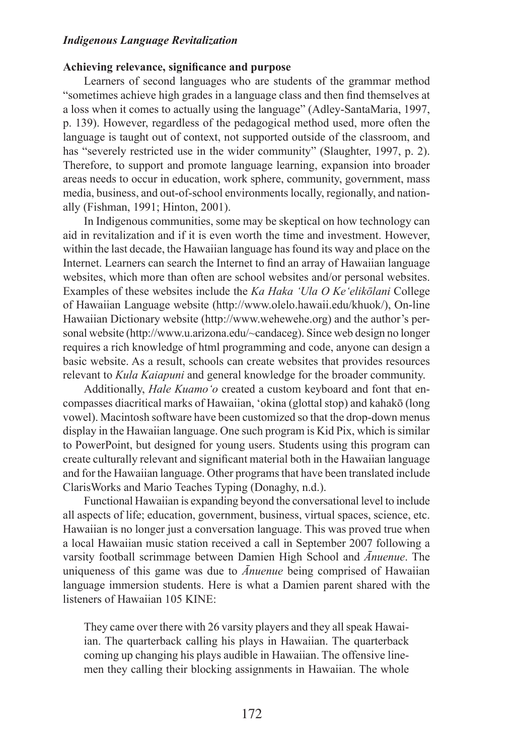### Achieving relevance, significance and purpose

Learners of second languages who are students of the grammar method "sometimes achieve high grades in a language class and then find themselves at a loss when it comes to actually using the language" (Adley-SantaMaria, 1997, p. 139). However, regardless of the pedagogical method used, more often the language is taught out of context, not supported outside of the classroom, and has "severely restricted use in the wider community" (Slaughter, 1997, p. 2). Therefore, to support and promote language learning, expansion into broader areas needs to occur in education, work sphere, community, government, mass media, business, and out-of-school environments locally, regionally, and nationally (Fishman, 1991; Hinton, 2001).

In Indigenous communities, some may be skeptical on how technology can aid in revitalization and if it is even worth the time and investment. However, within the last decade, the Hawaiian language has found its way and place on the Internet. Learners can search the Internet to find an array of Hawaiian language websites, which more than often are school websites and/or personal websites. Examples of these websites include the *Ka Haka ʻUla O Keʻelikōlani* College of Hawaiian Language website (http://www.olelo.hawaii.edu/khuok/), On-line Hawaiian Dictionary website (http://www.wehewehe.org) and the author's personal website (http://www.u.arizona.edu/~candaceg). Since web design no longer requires a rich knowledge of html programming and code, anyone can design a basic website. As a result, schools can create websites that provides resources relevant to *Kula Kaiapuni* and general knowledge for the broader community.

Additionally, *Hale Kuamoʻo* created a custom keyboard and font that encompasses diacritical marks of Hawaiian, ʻokina (glottal stop) and kahakō (long vowel). Macintosh software have been customized so that the drop-down menus display in the Hawaiian language. One such program is Kid Pix, which is similar to PowerPoint, but designed for young users. Students using this program can create culturally relevant and significant material both in the Hawaiian language and for the Hawaiian language. Other programs that have been translated include ClarisWorks and Mario Teaches Typing (Donaghy, n.d.).

Functional Hawaiian is expanding beyond the conversational level to include all aspects of life; education, government, business, virtual spaces, science, etc. Hawaiian is no longer just a conversation language. This was proved true when a local Hawaiian music station received a call in September 2007 following a varsity football scrimmage between Damien High School and *Ānuenue*. The uniqueness of this game was due to *Ānuenue* being comprised of Hawaiian language immersion students. Here is what a Damien parent shared with the listeners of Hawaiian 105 KINE:

> They came over there with 26 varsity players and they all speak Hawaiian. The quarterback calling his plays in Hawaiian. The quarterback coming up changing his plays audible in Hawaiian. The offensive linemen they calling their blocking assignments in Hawaiian. The whole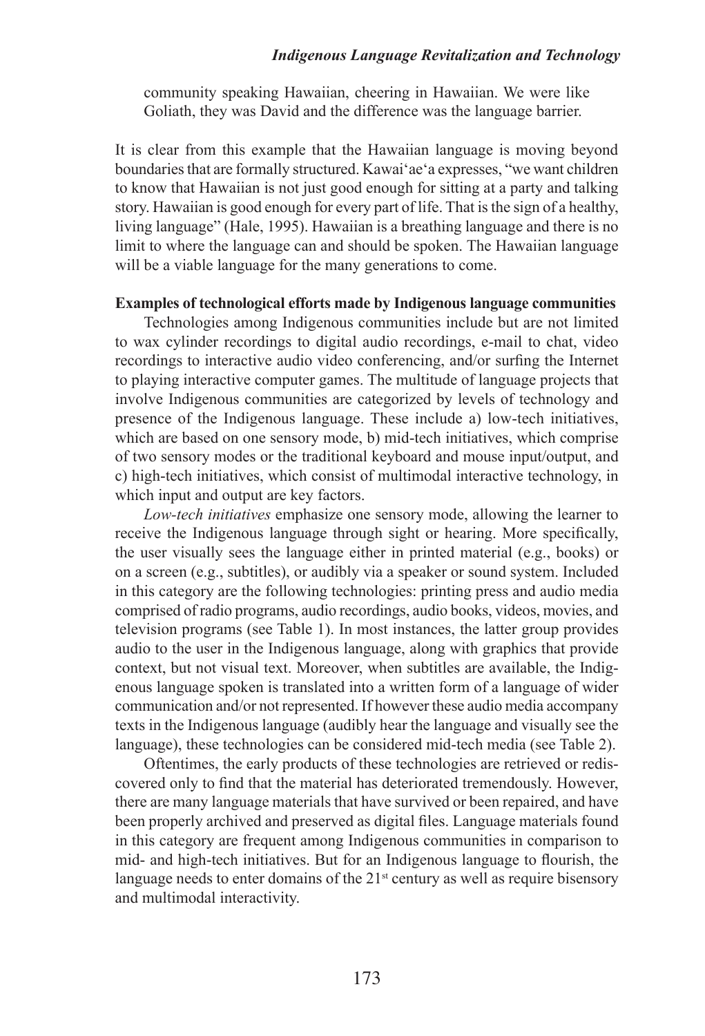community speaking Hawaiian, cheering in Hawaiian. We were like Goliath, they was David and the difference was the language barrier.

It is clear from this example that the Hawaiian language is moving beyond boundaries that are formally structured. Kawaiʻaeʻa expresses, "we want children to know that Hawaiian is not just good enough for sitting at a party and talking story. Hawaiian is good enough for every part of life. That is the sign of a healthy, living language" (Hale, 1995). Hawaiian is a breathing language and there is no limit to where the language can and should be spoken. The Hawaiian language will be a viable language for the many generations to come.

**Examples of technological efforts made by Indigenous language communities**

Technologies among Indigenous communities include but are not limited to wax cylinder recordings to digital audio recordings, e-mail to chat, video recordings to interactive audio video conferencing, and/or surfing the Internet to playing interactive computer games. The multitude of language projects that involve Indigenous communities are categorized by levels of technology and presence of the Indigenous language. These include a) low-tech initiatives, which are based on one sensory mode, b) mid-tech initiatives, which comprise of two sensory modes or the traditional keyboard and mouse input/output, and c) high-tech initiatives, which consist of multimodal interactive technology, in which input and output are key factors.

*Low-tech initiatives* emphasize one sensory mode, allowing the learner to receive the Indigenous language through sight or hearing. More specifically, the user visually sees the language either in printed material (e.g., books) or on a screen (e.g., subtitles), or audibly via a speaker or sound system. Included in this category are the following technologies: printing press and audio media comprised of radio programs, audio recordings, audio books, videos, movies, and television programs (see Table 1). In most instances, the latter group provides audio to the user in the Indigenous language, along with graphics that provide context, but not visual text. Moreover, when subtitles are available, the Indigenous language spoken is translated into a written form of a language of wider communication and/or not represented. If however these audio media accompany texts in the Indigenous language (audibly hear the language and visually see the language), these technologies can be considered mid-tech media (see Table 2).

Oftentimes, the early products of these technologies are retrieved or rediscovered only to find that the material has deteriorated tremendously. However, there are many language materials that have survived or been repaired, and have been properly archived and preserved as digital files. Language materials found in this category are frequent among Indigenous communities in comparison to mid- and high-tech initiatives. But for an Indigenous language to flourish, the language needs to enter domains of the 21st century as well as require bisensory and multimodal interactivity.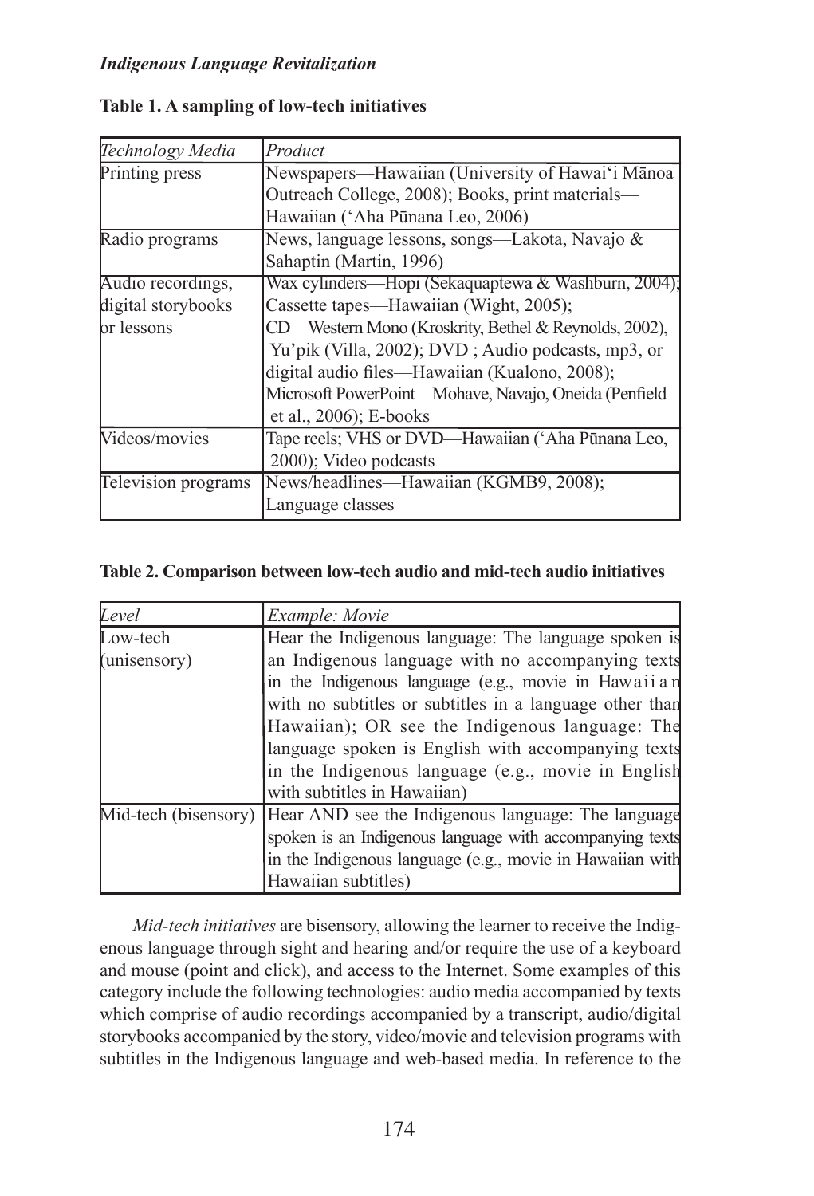**Table 1. A sampling of low-tech initiatives**

| *Technology Media* | *Product* |
|---|---|
| Printing press | Newspapers—Hawaiian (University of Hawai'i Mānoa Outreach College, 2008); Books, print materials—Hawaiian ('Aha Pūnana Leo, 2006) |
| Radio programs | News, language lessons, songs—Lakota, Navajo & Sahaptin (Martin, 1996) |
| Audio recordings, digital storybooks or lessons | Wax cylinders—Hopi (Sekaquaptewa & Washburn, 2004); Cassette tapes—Hawaiian (Wight, 2005); CD—Western Mono (Kroskrity, Bethel & Reynolds, 2002), Yu'pik (Villa, 2002); DVD ; Audio podcasts, mp3, or digital audio files—Hawaiian (Kualono, 2008); Microsoft PowerPoint—Mohave, Navajo, Oneida (Penfield et al., 2006); E-books |
| Videos/movies | Tape reels; VHS or DVD—Hawaiian ('Aha Pūnana Leo, 2000); Video podcasts |
| Television programs | News/headlines—Hawaiian (KGMB9, 2008); Language classes |

**Table 2. Comparison between low-tech audio and mid-tech audio initiatives**

| *Level* | *Example: Movie* |
|---|---|
| Low-tech (unisensory) | Hear the Indigenous language: The language spoken is an Indigenous language with no accompanying texts in the Indigenous language (e.g., movie in Hawaiian with no subtitles or subtitles in a language other than Hawaiian); OR see the Indigenous language: The language spoken is English with accompanying texts in the Indigenous language (e.g., movie in English with subtitles in Hawaiian) |
| Mid-tech (bisensory) | Hear AND see the Indigenous language: The language spoken is an Indigenous language with accompanying texts in the Indigenous language (e.g., movie in Hawaiian with Hawaiian subtitles) |

*Mid-tech initiatives* are bisensory, allowing the learner to receive the Indigenous language through sight and hearing and/or require the use of a keyboard and mouse (point and click), and access to the Internet. Some examples of this category include the following technologies: audio media accompanied by texts which comprise of audio recordings accompanied by a transcript, audio/digital storybooks accompanied by the story, video/movie and television programs with subtitles in the Indigenous language and web-based media. In reference to the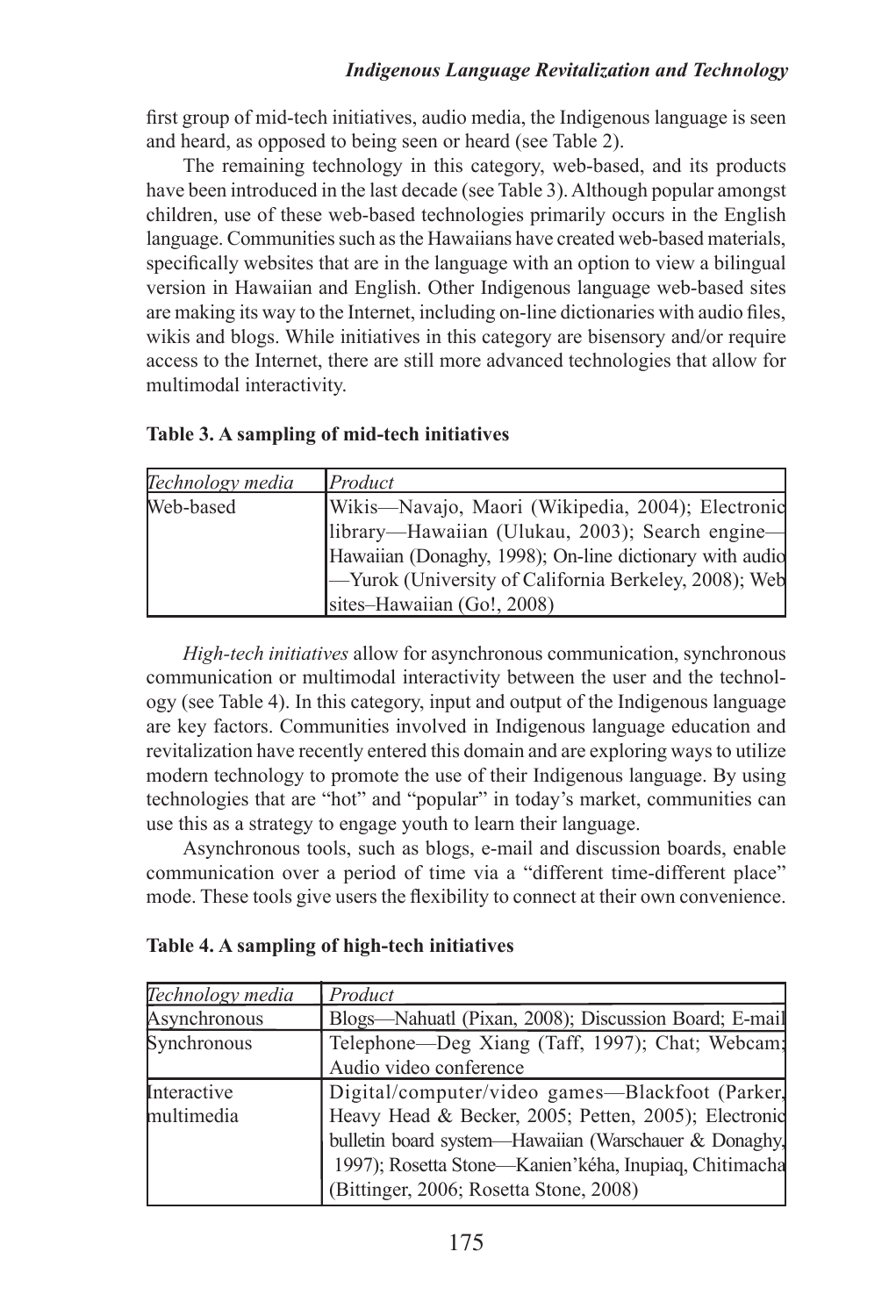first group of mid-tech initiatives, audio media, the Indigenous language is seen and heard, as opposed to being seen or heard (see Table 2).

The remaining technology in this category, web-based, and its products have been introduced in the last decade (see Table 3). Although popular amongst children, use of these web-based technologies primarily occurs in the English language. Communities such as the Hawaiians have created web-based materials, specifically websites that are in the language with an option to view a bilingual version in Hawaiian and English. Other Indigenous language web-based sites are making its way to the Internet, including on-line dictionaries with audio files, wikis and blogs. While initiatives in this category are bisensory and/or require access to the Internet, there are still more advanced technologies that allow for multimodal interactivity.

**Table 3. A sampling of mid-tech initiatives**

| *Technology media* | *Product* |
|---|---|
| Web-based | Wikis—Navajo, Maori (Wikipedia, 2004); Electronic library—Hawaiian (Ulukau, 2003); Search engine—Hawaiian (Donaghy, 1998); On-line dictionary with audio—Yurok (University of California Berkeley, 2008); Web sites–Hawaiian (Go!, 2008) |

*High-tech initiatives* allow for asynchronous communication, synchronous communication or multimodal interactivity between the user and the technology (see Table 4). In this category, input and output of the Indigenous language are key factors. Communities involved in Indigenous language education and revitalization have recently entered this domain and are exploring ways to utilize modern technology to promote the use of their Indigenous language. By using technologies that are "hot" and "popular" in today's market, communities can use this as a strategy to engage youth to learn their language.

Asynchronous tools, such as blogs, e-mail and discussion boards, enable communication over a period of time via a "different time-different place" mode. These tools give users the flexibility to connect at their own convenience.

**Table 4. A sampling of high-tech initiatives**

| *Technology media* | *Product* |
|---|---|
| Asynchronous | Blogs—Nahuatl (Pixan, 2008); Discussion Board; E-mail |
| Synchronous | Telephone—Deg Xiang (Taff, 1997); Chat; Webcam; Audio video conference |
| Interactive multimedia | Digital/computer/video games—Blackfoot (Parker, Heavy Head & Becker, 2005; Petten, 2005); Electronic bulletin board system—Hawaiian (Warschauer & Donaghy, 1997); Rosetta Stone—Kanien'kéha, Inupiaq, Chitimacha (Bittinger, 2006; Rosetta Stone, 2008) |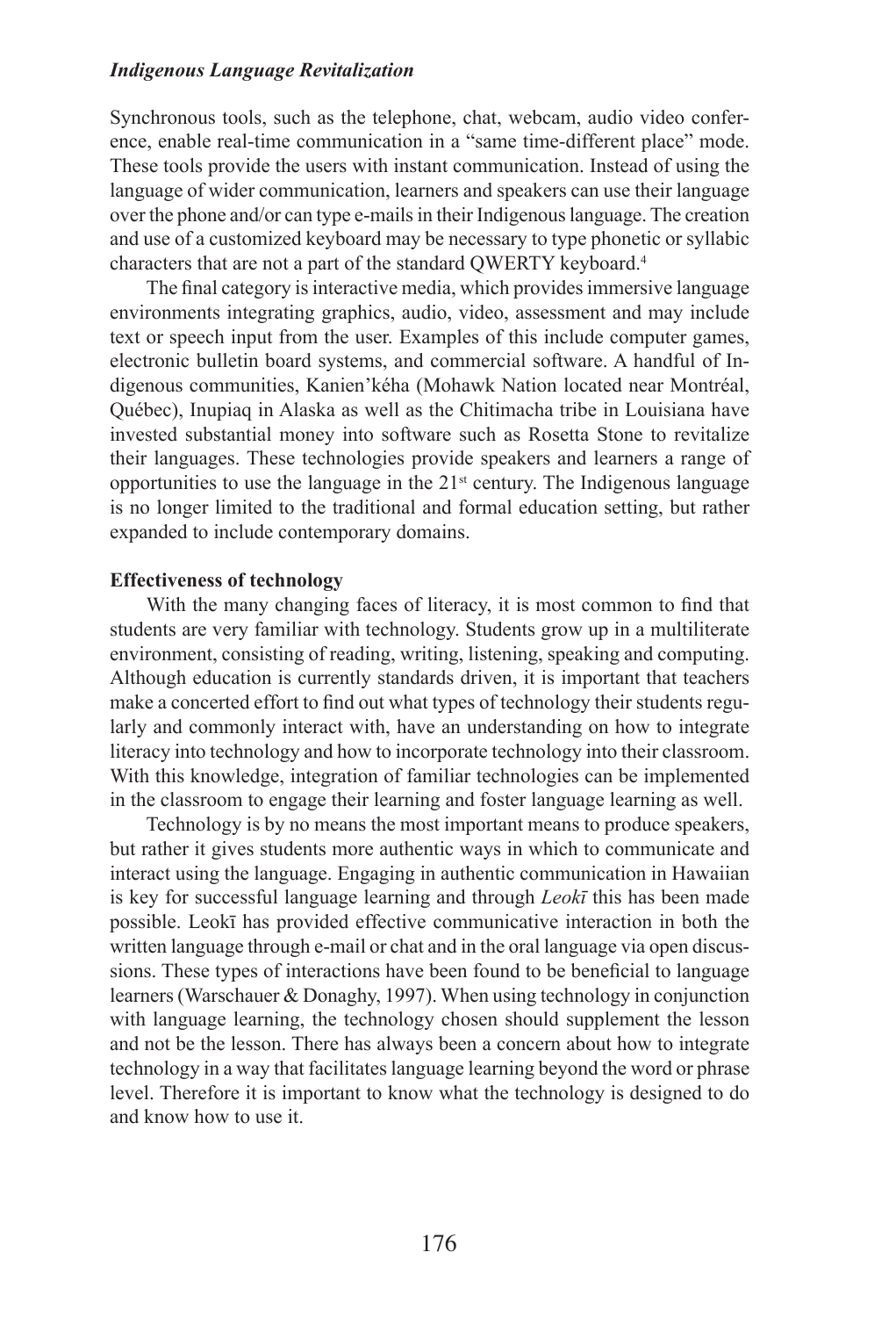Synchronous tools, such as the telephone, chat, webcam, audio video conference, enable real-time communication in a "same time-different place" mode. These tools provide the users with instant communication. Instead of using the language of wider communication, learners and speakers can use their language over the phone and/or can type e-mails in their Indigenous language. The creation and use of a customized keyboard may be necessary to type phonetic or syllabic characters that are not a part of the standard QWERTY keyboard.[4]

The final category is interactive media, which provides immersive language environments integrating graphics, audio, video, assessment and may include text or speech input from the user. Examples of this include computer games, electronic bulletin board systems, and commercial software. A handful of Indigenous communities, Kanien'kéha (Mohawk Nation located near Montréal, Québec), Inupiaq in Alaska as well as the Chitimacha tribe in Louisiana have invested substantial money into software such as Rosetta Stone to revitalize their languages. These technologies provide speakers and learners a range of opportunities to use the language in the 21st century. The Indigenous language is no longer limited to the traditional and formal education setting, but rather expanded to include contemporary domains.

**Effectiveness of technology**

With the many changing faces of literacy, it is most common to find that students are very familiar with technology. Students grow up in a multiliterate environment, consisting of reading, writing, listening, speaking and computing. Although education is currently standards driven, it is important that teachers make a concerted effort to find out what types of technology their students regularly and commonly interact with, have an understanding on how to integrate literacy into technology and how to incorporate technology into their classroom. With this knowledge, integration of familiar technologies can be implemented in the classroom to engage their learning and foster language learning as well.

Technology is by no means the most important means to produce speakers, but rather it gives students more authentic ways in which to communicate and interact using the language. Engaging in authentic communication in Hawaiian is key for successful language learning and through *Leokī* this has been made possible. Leokī has provided effective communicative interaction in both the written language through e-mail or chat and in the oral language via open discussions. These types of interactions have been found to be beneficial to language learners (Warschauer & Donaghy, 1997). When using technology in conjunction with language learning, the technology chosen should supplement the lesson and not be the lesson. There has always been a concern about how to integrate technology in a way that facilitates language learning beyond the word or phrase level. Therefore it is important to know what the technology is designed to do and know how to use it.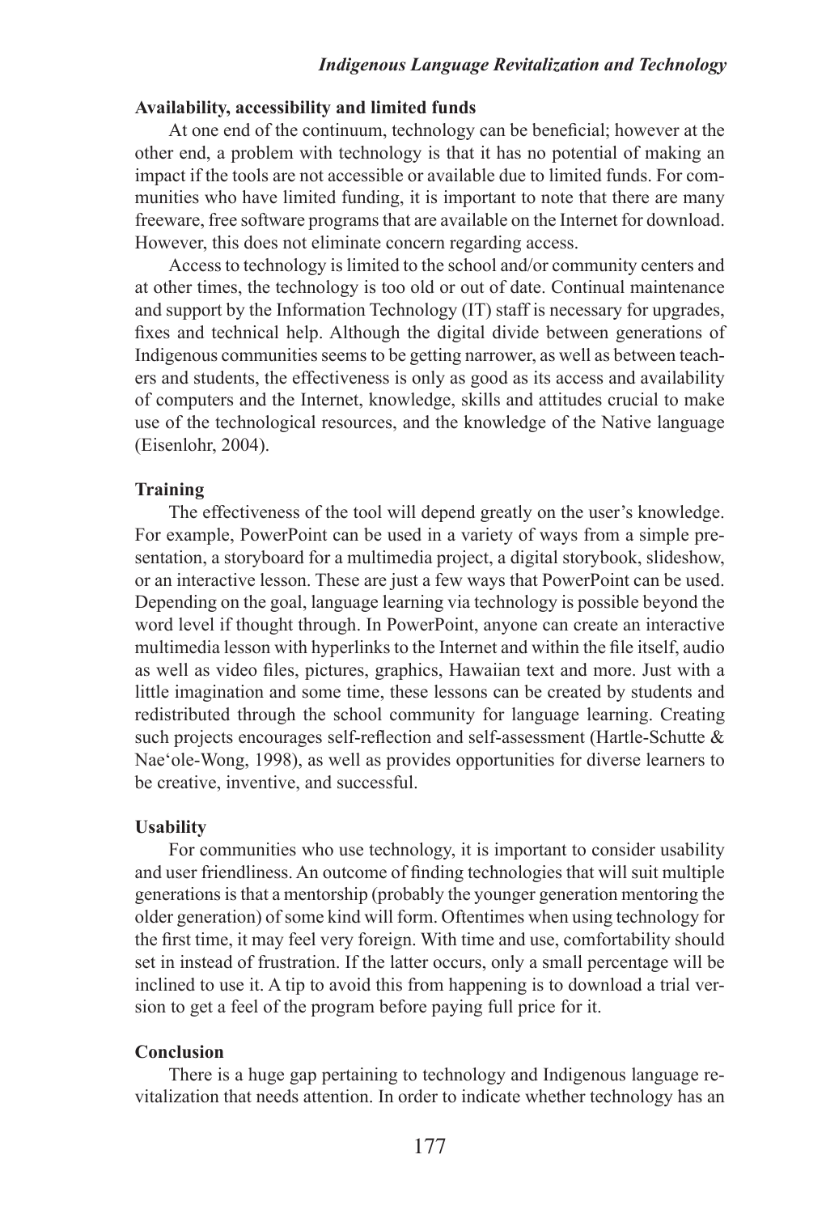### Availability, accessibility and limited funds

At one end of the continuum, technology can be beneficial; however at the other end, a problem with technology is that it has no potential of making an impact if the tools are not accessible or available due to limited funds. For communities who have limited funding, it is important to note that there are many freeware, free software programs that are available on the Internet for download. However, this does not eliminate concern regarding access.

Access to technology is limited to the school and/or community centers and at other times, the technology is too old or out of date. Continual maintenance and support by the Information Technology (IT) staff is necessary for upgrades, fixes and technical help. Although the digital divide between generations of Indigenous communities seems to be getting narrower, as well as between teachers and students, the effectiveness is only as good as its access and availability of computers and the Internet, knowledge, skills and attitudes crucial to make use of the technological resources, and the knowledge of the Native language (Eisenlohr, 2004).

### Training

The effectiveness of the tool will depend greatly on the user's knowledge. For example, PowerPoint can be used in a variety of ways from a simple presentation, a storyboard for a multimedia project, a digital storybook, slideshow, or an interactive lesson. These are just a few ways that PowerPoint can be used. Depending on the goal, language learning via technology is possible beyond the word level if thought through. In PowerPoint, anyone can create an interactive multimedia lesson with hyperlinks to the Internet and within the file itself, audio as well as video files, pictures, graphics, Hawaiian text and more. Just with a little imagination and some time, these lessons can be created by students and redistributed through the school community for language learning. Creating such projects encourages self-reflection and self-assessment (Hartle-Schutte & Nae'ole-Wong, 1998), as well as provides opportunities for diverse learners to be creative, inventive, and successful.

### Usability

For communities who use technology, it is important to consider usability and user friendliness. An outcome of finding technologies that will suit multiple generations is that a mentorship (probably the younger generation mentoring the older generation) of some kind will form. Oftentimes when using technology for the first time, it may feel very foreign. With time and use, comfortability should set in instead of frustration. If the latter occurs, only a small percentage will be inclined to use it. A tip to avoid this from happening is to download a trial version to get a feel of the program before paying full price for it.

### Conclusion

There is a huge gap pertaining to technology and Indigenous language revitalization that needs attention. In order to indicate whether technology has an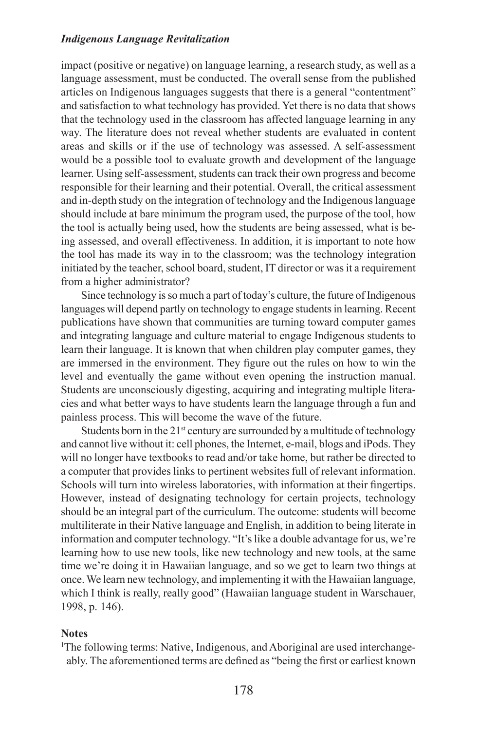impact (positive or negative) on language learning, a research study, as well as a language assessment, must be conducted. The overall sense from the published articles on Indigenous languages suggests that there is a general "contentment" and satisfaction to what technology has provided. Yet there is no data that shows that the technology used in the classroom has affected language learning in any way. The literature does not reveal whether students are evaluated in content areas and skills or if the use of technology was assessed. A self-assessment would be a possible tool to evaluate growth and development of the language learner. Using self-assessment, students can track their own progress and become responsible for their learning and their potential. Overall, the critical assessment and in-depth study on the integration of technology and the Indigenous language should include at bare minimum the program used, the purpose of the tool, how the tool is actually being used, how the students are being assessed, what is being assessed, and overall effectiveness. In addition, it is important to note how the tool has made its way in to the classroom; was the technology integration initiated by the teacher, school board, student, IT director or was it a requirement from a higher administrator?

Since technology is so much a part of today's culture, the future of Indigenous languages will depend partly on technology to engage students in learning. Recent publications have shown that communities are turning toward computer games and integrating language and culture material to engage Indigenous students to learn their language. It is known that when children play computer games, they are immersed in the environment. They figure out the rules on how to win the level and eventually the game without even opening the instruction manual. Students are unconsciously digesting, acquiring and integrating multiple literacies and what better ways to have students learn the language through a fun and painless process. This will become the wave of the future.

Students born in the 21st century are surrounded by a multitude of technology and cannot live without it: cell phones, the Internet, e-mail, blogs and iPods. They will no longer have textbooks to read and/or take home, but rather be directed to a computer that provides links to pertinent websites full of relevant information. Schools will turn into wireless laboratories, with information at their fingertips. However, instead of designating technology for certain projects, technology should be an integral part of the curriculum. The outcome: students will become multiliterate in their Native language and English, in addition to being literate in information and computer technology. "It's like a double advantage for us, we're learning how to use new tools, like new technology and new tools, at the same time we're doing it in Hawaiian language, and so we get to learn two things at once. We learn new technology, and implementing it with the Hawaiian language, which I think is really, really good" (Hawaiian language student in Warschauer, 1998, p. 146).

**Notes**

[1]The following terms: Native, Indigenous, and Aboriginal are used interchangeably. The aforementioned terms are defined as "being the first or earliest known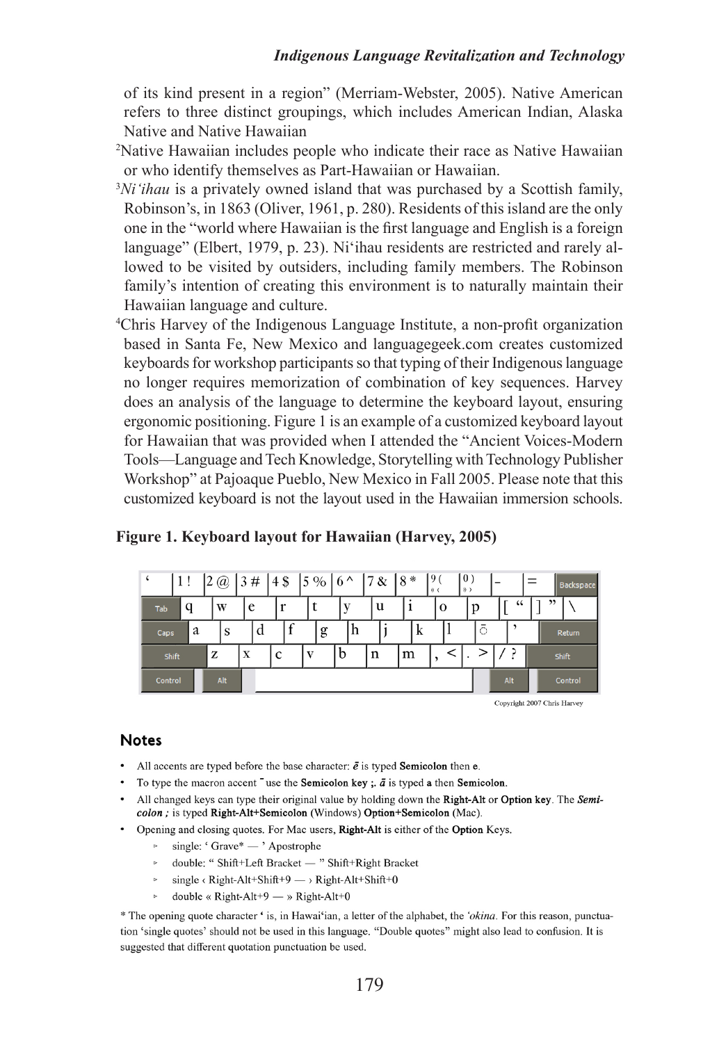of its kind present in a region" (Merriam-Webster, 2005). Native American refers to three distinct groupings, which includes American Indian, Alaska Native and Native Hawaiian

[2]Native Hawaiian includes people who indicate their race as Native Hawaiian or who identify themselves as Part-Hawaiian or Hawaiian.

[3]*Ni'ihau* is a privately owned island that was purchased by a Scottish family, Robinson's, in 1863 (Oliver, 1961, p. 280). Residents of this island are the only one in the "world where Hawaiian is the first language and English is a foreign language" (Elbert, 1979, p. 23). Ni'ihau residents are restricted and rarely allowed to be visited by outsiders, including family members. The Robinson family's intention of creating this environment is to naturally maintain their Hawaiian language and culture.

[4]Chris Harvey of the Indigenous Language Institute, a non-profit organization based in Santa Fe, New Mexico and languagegeek.com creates customized keyboards for workshop participants so that typing of their Indigenous language no longer requires memorization of combination of key sequences. Harvey does an analysis of the language to determine the keyboard layout, ensuring ergonomic positioning. Figure 1 is an example of a customized keyboard layout for Hawaiian that was provided when I attended the "Ancient Voices-Modern Tools—Language and Tech Knowledge, Storytelling with Technology Publisher Workshop" at Pajoaque Pueblo, New Mexico in Fall 2005. Please note that this customized keyboard is not the layout used in the Hawaiian immersion schools.

**Figure 1. Keyboard layout for Hawaiian (Harvey, 2005)**

| ' | 1 ! | 2 @ | 3 # | 4 $ | 5 % | 6 ^ | 7 & | 8 * | 9 ( « ‹ | 0 ) » › | - | = | Backspace |
|---|---|---|---|---|---|---|---|---|---|---|---|---|---|
| Tab | q | w | e | r | t | y | u | i | o | p | [ " | ] " | \ |
| Caps | a | s | d | f | g | h | j | k | l | ̄ | ' | Return | |
| Shift | z | x | c | v | b | n | m | , < | . > | / ? | Shift | | |
| Control | Alt | | | | | | | | | Alt | Control | | |

Copyright 2007 Chris Harvey

## Notes

- All accents are typed before the base character: *ē* is typed **Semicolon** then **e**.
- To type the macron accent ¯ use the **Semicolon key ;**. *ā* is typed **a** then **Semicolon**.
- All changed keys can type their original value by holding down the **Right-Alt** or **Option** key. The *Semicolon ;* is typed **Right-Alt+Semicolon** (Windows) **Option+Semicolon** (Mac).
- Opening and closing quotes. For Mac users, **Right-Alt** is either of the **Option** Keys.
  - single: ' Grave* — ' Apostrophe
  - double: " Shift+Left Bracket — " Shift+Right Bracket
  - single ‹ Right-Alt+Shift+9 — › Right-Alt+Shift+0
  - double « Right-Alt+9 — » Right-Alt+0

* The opening quote character ' is, in Hawai'ian, a letter of the alphabet, the *'okina*. For this reason, punctuation 'single quotes' should not be used in this language. "Double quotes" might also lead to confusion. It is suggested that different quotation punctuation be used.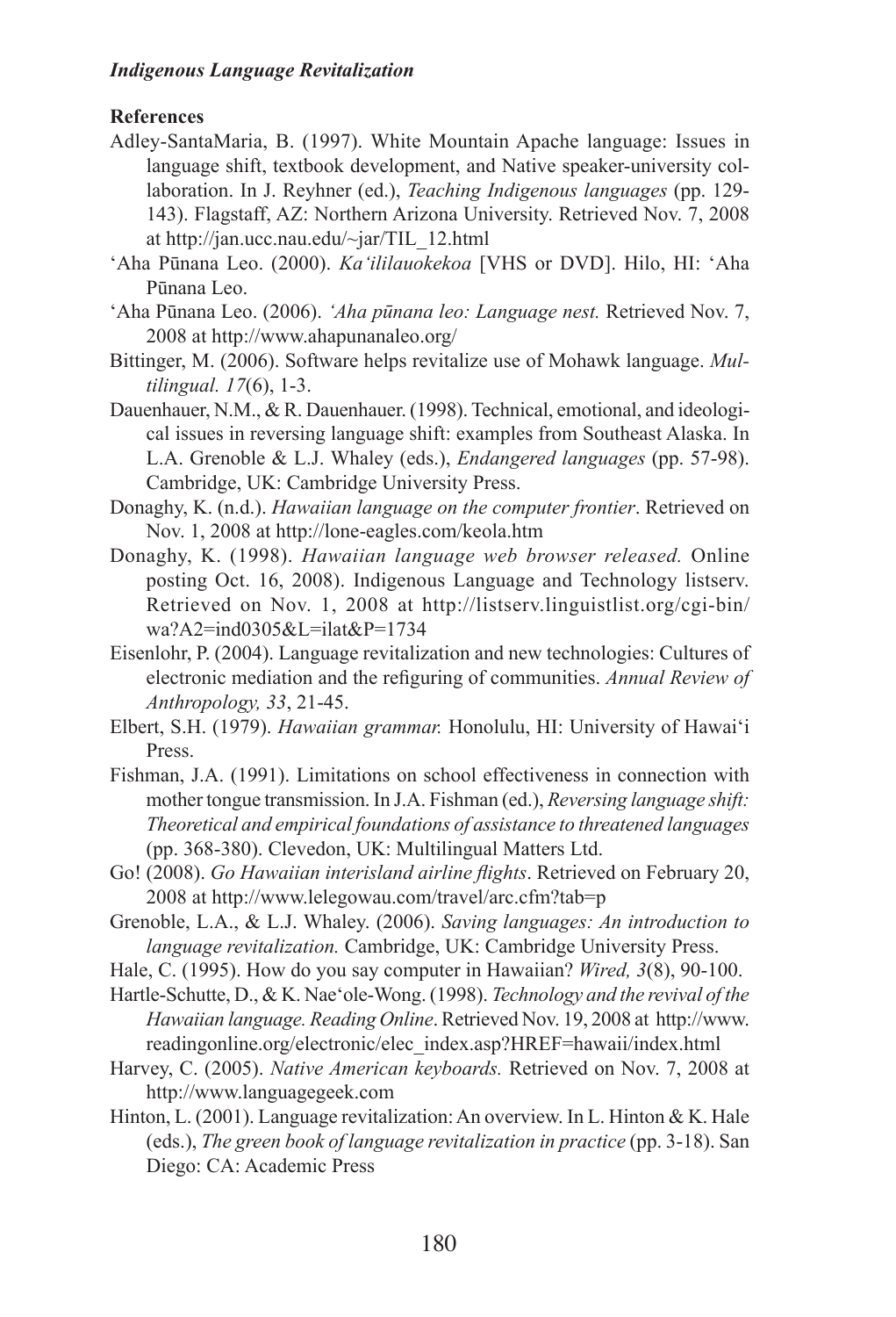**References**

Adley-SantaMaria, B. (1997). White Mountain Apache language: Issues in language shift, textbook development, and Native speaker-university collaboration. In J. Reyhner (ed.), *Teaching Indigenous languages* (pp. 129-143). Flagstaff, AZ: Northern Arizona University. Retrieved Nov. 7, 2008 at http://jan.ucc.nau.edu/~jar/TIL_12.html

ʻAha Pūnana Leo. (2000). *Ka'ililauokekoa* [VHS or DVD]. Hilo, HI: ʻAha Pūnana Leo.

ʻAha Pūnana Leo. (2006). *'Aha pūnana leo: Language nest.* Retrieved Nov. 7, 2008 at http://www.ahapunanaleo.org/

Bittinger, M. (2006). Software helps revitalize use of Mohawk language. *Multilingual. 17*(6), 1-3.

Dauenhauer, N.M., & R. Dauenhauer. (1998). Technical, emotional, and ideological issues in reversing language shift: examples from Southeast Alaska. In L.A. Grenoble & L.J. Whaley (eds.), *Endangered languages* (pp. 57-98). Cambridge, UK: Cambridge University Press.

Donaghy, K. (n.d.). *Hawaiian language on the computer frontier*. Retrieved on Nov. 1, 2008 at http://lone-eagles.com/keola.htm

Donaghy, K. (1998). *Hawaiian language web browser released.* Online posting Oct. 16, 2008). Indigenous Language and Technology listserv. Retrieved on Nov. 1, 2008 at http://listserv.linguistlist.org/cgi-bin/wa?A2=ind0305&L=ilat&P=1734

Eisenlohr, P. (2004). Language revitalization and new technologies: Cultures of electronic mediation and the refiguring of communities. *Annual Review of Anthropology, 33*, 21-45.

Elbert, S.H. (1979). *Hawaiian grammar.* Honolulu, HI: University of Hawaiʻi Press.

Fishman, J.A. (1991). Limitations on school effectiveness in connection with mother tongue transmission. In J.A. Fishman (ed.), *Reversing language shift: Theoretical and empirical foundations of assistance to threatened languages* (pp. 368-380). Clevedon, UK: Multilingual Matters Ltd.

Go! (2008). *Go Hawaiian interisland airline flights*. Retrieved on February 20, 2008 at http://www.lelegowau.com/travel/arc.cfm?tab=p

Grenoble, L.A., & L.J. Whaley. (2006). *Saving languages: An introduction to language revitalization.* Cambridge, UK: Cambridge University Press.

Hale, C. (1995). How do you say computer in Hawaiian? *Wired, 3*(8), 90-100.

Hartle-Schutte, D., & K. Naeʻole-Wong. (1998). *Technology and the revival of the Hawaiian language. Reading Online*. Retrieved Nov. 19, 2008 at http://www.readingonline.org/electronic/elec_index.asp?HREF=hawaii/index.html

Harvey, C. (2005). *Native American keyboards.* Retrieved on Nov. 7, 2008 at http://www.languagegeek.com

Hinton, L. (2001). Language revitalization: An overview. In L. Hinton & K. Hale (eds.), *The green book of language revitalization in practice* (pp. 3-18). San Diego: CA: Academic Press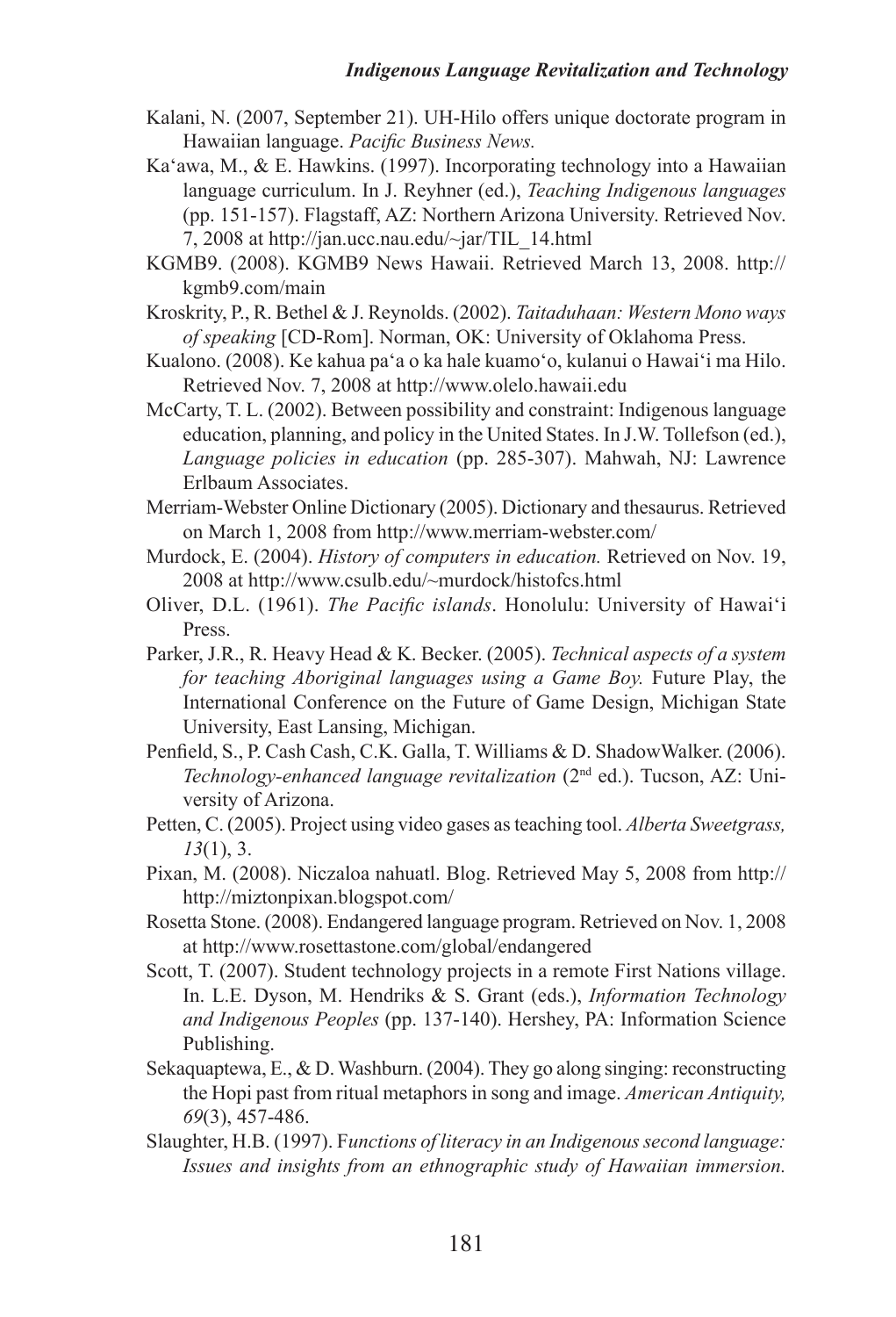Kalani, N. (2007, September 21). UH-Hilo offers unique doctorate program in Hawaiian language. *Pacific Business News.*

Ka'awa, M., & E. Hawkins. (1997). Incorporating technology into a Hawaiian language curriculum. In J. Reyhner (ed.), *Teaching Indigenous languages* (pp. 151-157). Flagstaff, AZ: Northern Arizona University. Retrieved Nov. 7, 2008 at http://jan.ucc.nau.edu/~jar/TIL_14.html

KGMB9. (2008). KGMB9 News Hawaii. Retrieved March 13, 2008. http://kgmb9.com/main

Kroskrity, P., R. Bethel & J. Reynolds. (2002). *Taitaduhaan: Western Mono ways of speaking* [CD-Rom]. Norman, OK: University of Oklahoma Press.

Kualono. (2008). Ke kahua pa'a o ka hale kuamo'o, kulanui o Hawai'i ma Hilo. Retrieved Nov. 7, 2008 at http://www.olelo.hawaii.edu

McCarty, T. L. (2002). Between possibility and constraint: Indigenous language education, planning, and policy in the United States. In J.W. Tollefson (ed.), *Language policies in education* (pp. 285-307). Mahwah, NJ: Lawrence Erlbaum Associates.

Merriam-Webster Online Dictionary (2005). Dictionary and thesaurus. Retrieved on March 1, 2008 from http://www.merriam-webster.com/

Murdock, E. (2004). *History of computers in education.* Retrieved on Nov. 19, 2008 at http://www.csulb.edu/~murdock/histofcs.html

Oliver, D.L. (1961). *The Pacific islands*. Honolulu: University of Hawai'i Press.

Parker, J.R., R. Heavy Head & K. Becker. (2005). *Technical aspects of a system for teaching Aboriginal languages using a Game Boy.* Future Play, the International Conference on the Future of Game Design, Michigan State University, East Lansing, Michigan.

Penfield, S., P. Cash Cash, C.K. Galla, T. Williams & D. ShadowWalker. (2006). *Technology-enhanced language revitalization* (2nd ed.). Tucson, AZ: University of Arizona.

Petten, C. (2005). Project using video gases as teaching tool. *Alberta Sweetgrass, 13*(1), 3.

Pixan, M. (2008). Niczaloa nahuatl. Blog. Retrieved May 5, 2008 from http://http://miztonpixan.blogspot.com/

Rosetta Stone. (2008). Endangered language program. Retrieved on Nov. 1, 2008 at http://www.rosettastone.com/global/endangered

Scott, T. (2007). Student technology projects in a remote First Nations village. In. L.E. Dyson, M. Hendriks & S. Grant (eds.), *Information Technology and Indigenous Peoples* (pp. 137-140). Hershey, PA: Information Science Publishing.

Sekaquaptewa, E., & D. Washburn. (2004). They go along singing: reconstructing the Hopi past from ritual metaphors in song and image. *American Antiquity, 69*(3), 457-486.

Slaughter, H.B. (1997). F*unctions of literacy in an Indigenous second language: Issues and insights from an ethnographic study of Hawaiian immersion.*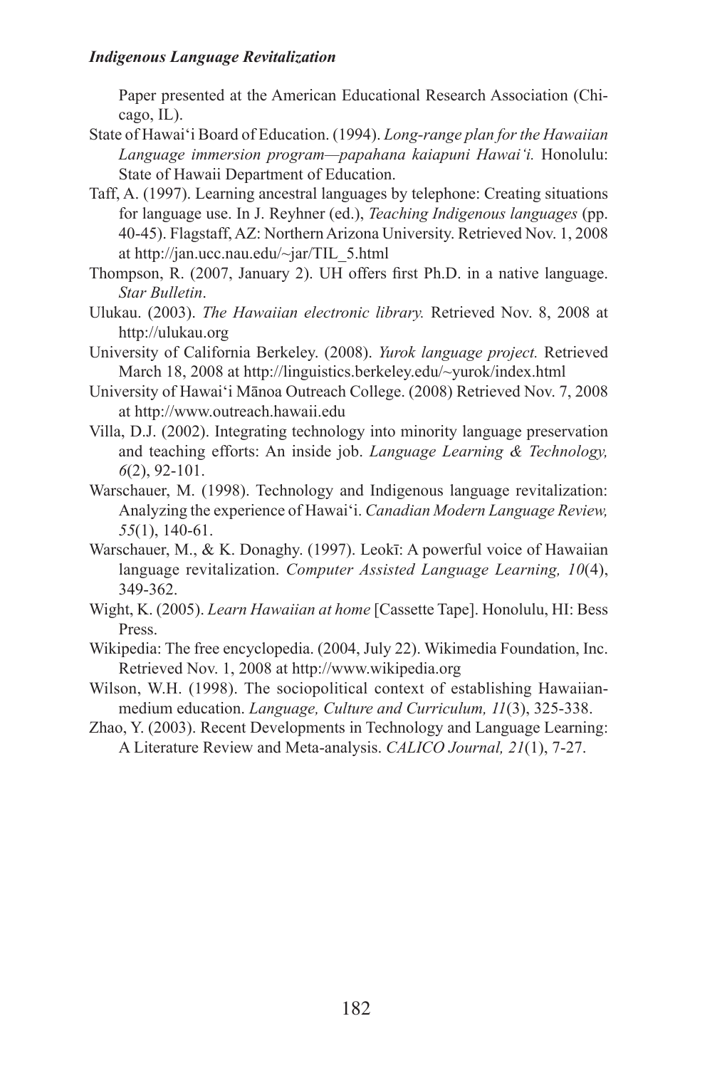Paper presented at the American Educational Research Association (Chicago, IL).

State of Hawai'i Board of Education. (1994). *Long-range plan for the Hawaiian Language immersion program—papahana kaiapuni Hawai'i.* Honolulu: State of Hawaii Department of Education.

Taff, A. (1997). Learning ancestral languages by telephone: Creating situations for language use. In J. Reyhner (ed.), *Teaching Indigenous languages* (pp. 40-45). Flagstaff, AZ: Northern Arizona University. Retrieved Nov. 1, 2008 at http://jan.ucc.nau.edu/~jar/TIL_5.html

Thompson, R. (2007, January 2). UH offers first Ph.D. in a native language. *Star Bulletin*.

Ulukau. (2003). *The Hawaiian electronic library.* Retrieved Nov. 8, 2008 at http://ulukau.org

University of California Berkeley. (2008). *Yurok language project.* Retrieved March 18, 2008 at http://linguistics.berkeley.edu/~yurok/index.html

University of Hawai'i Mānoa Outreach College. (2008) Retrieved Nov. 7, 2008 at http://www.outreach.hawaii.edu

Villa, D.J. (2002). Integrating technology into minority language preservation and teaching efforts: An inside job. *Language Learning & Technology, 6*(2), 92-101.

Warschauer, M. (1998). Technology and Indigenous language revitalization: Analyzing the experience of Hawai'i. *Canadian Modern Language Review, 55*(1), 140-61.

Warschauer, M., & K. Donaghy. (1997). Leokī: A powerful voice of Hawaiian language revitalization. *Computer Assisted Language Learning, 10*(4), 349-362.

Wight, K. (2005). *Learn Hawaiian at home* [Cassette Tape]. Honolulu, HI: Bess Press.

Wikipedia: The free encyclopedia. (2004, July 22). Wikimedia Foundation, Inc. Retrieved Nov. 1, 2008 at http://www.wikipedia.org

Wilson, W.H. (1998). The sociopolitical context of establishing Hawaiian-medium education. *Language, Culture and Curriculum, 11*(3), 325-338.

Zhao, Y. (2003). Recent Developments in Technology and Language Learning: A Literature Review and Meta-analysis. *CALICO Journal, 21*(1), 7-27.